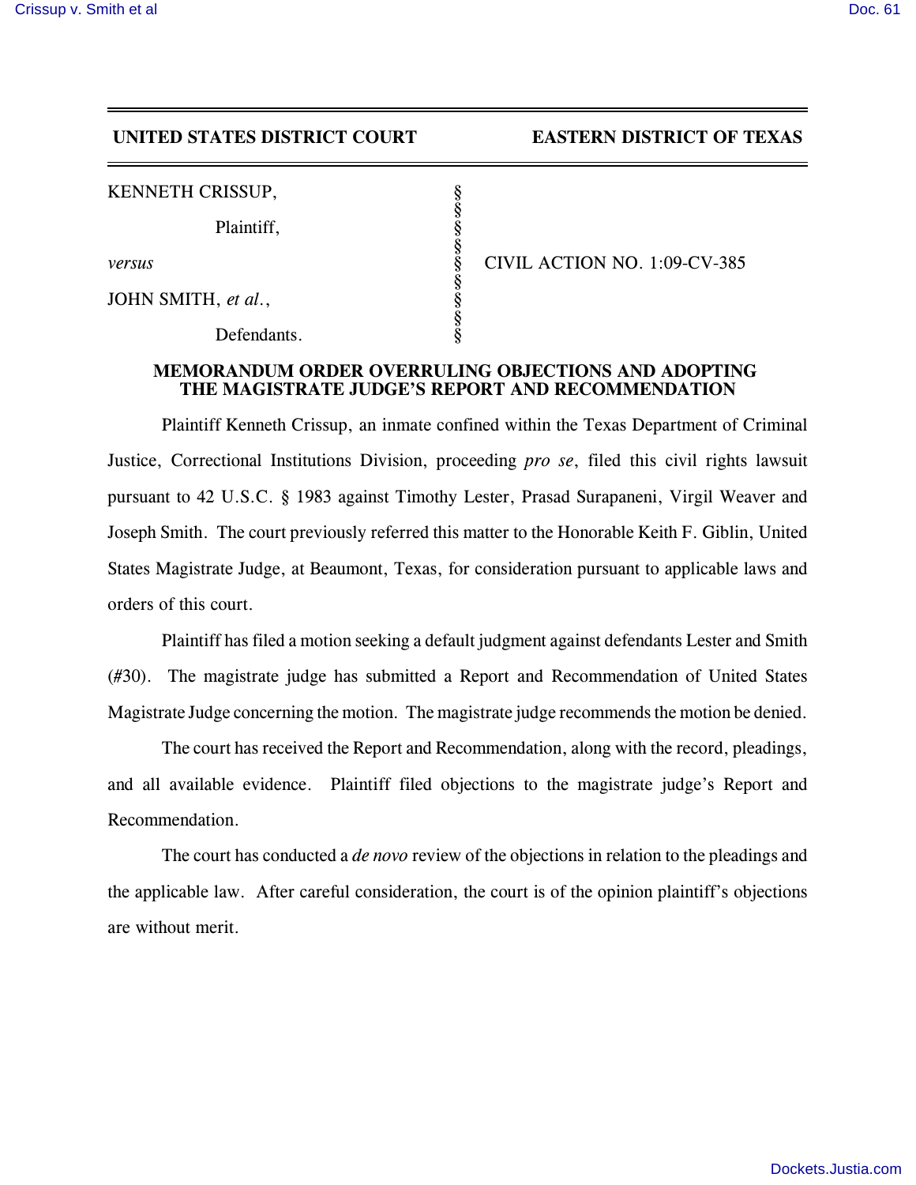**UNITED STATES DISTRICT COURT EASTERN DISTRICT OF TEXAS**

| | | |
|---|---|---|
| KENNETH CRISSUP, | § | |
| Plaintiff, | § | |
| *versus* | § | CIVIL ACTION NO. 1:09-CV-385 |
| JOHN SMITH, *et al.*, | § | |
| Defendants. | § | |

**MEMORANDUM ORDER OVERRULING OBJECTIONS AND ADOPTING THE MAGISTRATE JUDGE'S REPORT AND RECOMMENDATION**

Plaintiff Kenneth Crissup, an inmate confined within the Texas Department of Criminal Justice, Correctional Institutions Division, proceeding *pro se*, filed this civil rights lawsuit pursuant to 42 U.S.C. § 1983 against Timothy Lester, Prasad Surapaneni, Virgil Weaver and Joseph Smith. The court previously referred this matter to the Honorable Keith F. Giblin, United States Magistrate Judge, at Beaumont, Texas, for consideration pursuant to applicable laws and orders of this court.

Plaintiff has filed a motion seeking a default judgment against defendants Lester and Smith (#30). The magistrate judge has submitted a Report and Recommendation of United States Magistrate Judge concerning the motion. The magistrate judge recommends the motion be denied.

The court has received the Report and Recommendation, along with the record, pleadings, and all available evidence. Plaintiff filed objections to the magistrate judge's Report and Recommendation.

The court has conducted a *de novo* review of the objections in relation to the pleadings and the applicable law. After careful consideration, the court is of the opinion plaintiff's objections are without merit.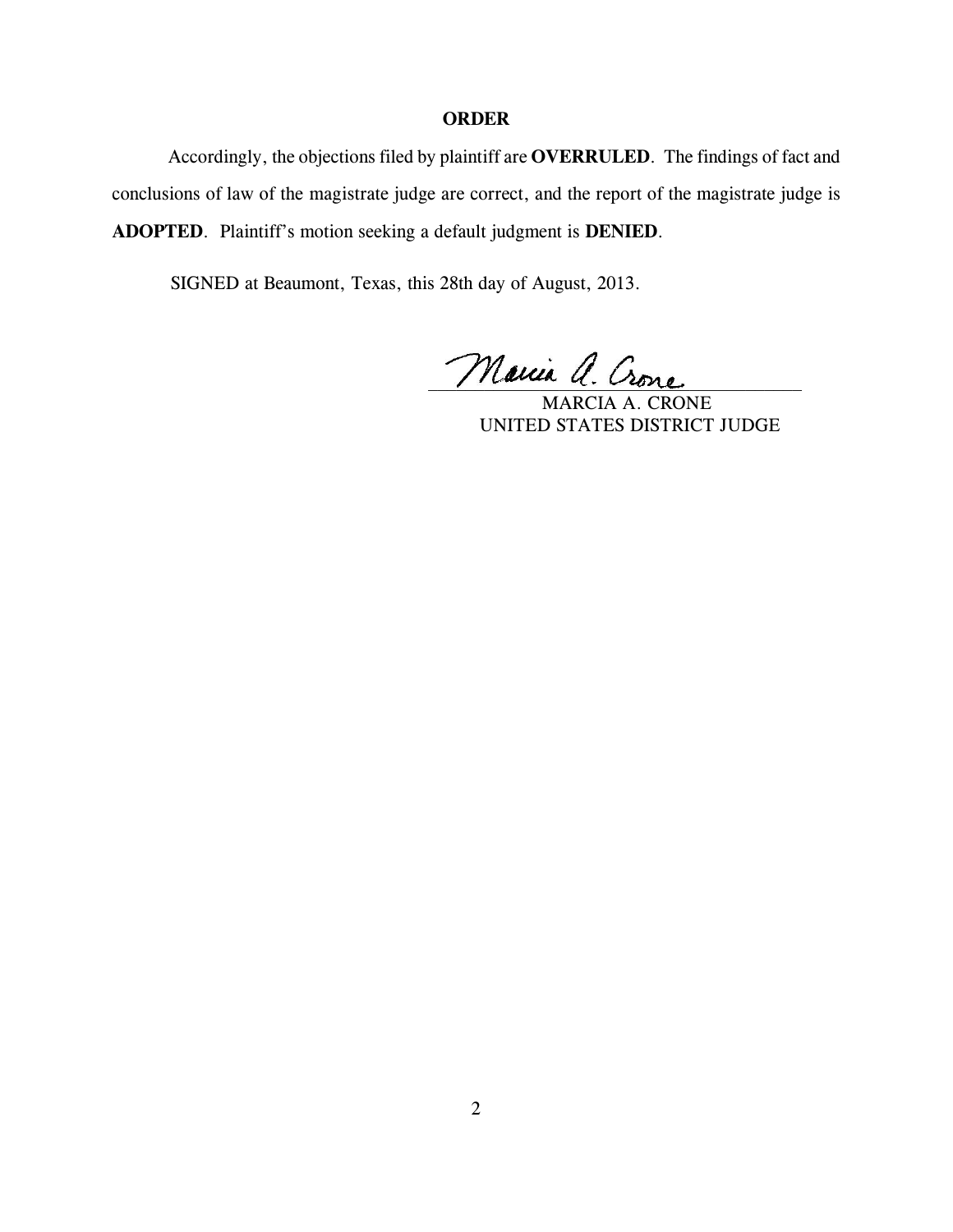**ORDER**

Accordingly, the objections filed by plaintiff are **OVERRULED**. The findings of fact and conclusions of law of the magistrate judge are correct, and the report of the magistrate judge is **ADOPTED**. Plaintiff's motion seeking a default judgment is **DENIED**.

SIGNED at Beaumont, Texas, this 28th day of August, 2013.

MARCIA A. CRONE
UNITED STATES DISTRICT JUDGE